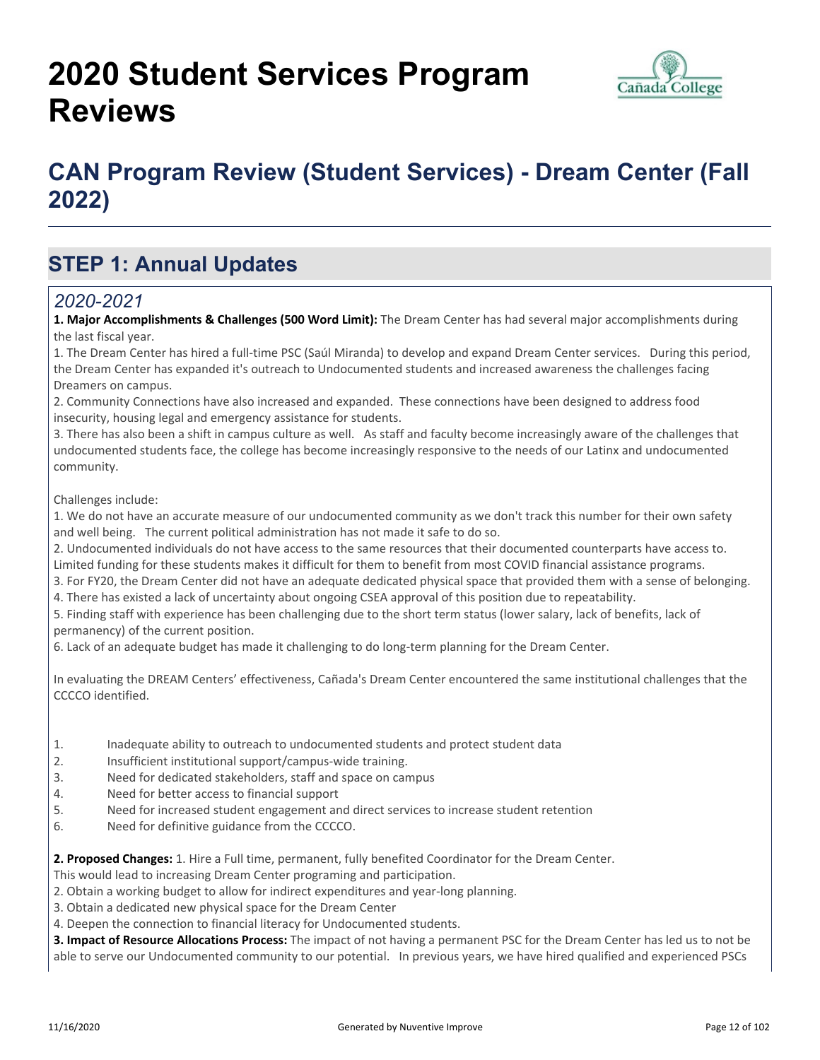# 2020 Student Services Program Reviews

## CAN Program Review (Student Services) - Dream Center (Fall 2022)

## STEP 1: Annual Updates

### *2020-2021*

**1. Major Accomplishments & Challenges (500 Word Limit):** The Dream Center has had several major accomplishments during the last fiscal year.

1. The Dream Center has hired a full-time PSC (Saúl Miranda) to develop and expand Dream Center services. During this period, the Dream Center has expanded it's outreach to Undocumented students and increased awareness the challenges facing Dreamers on campus.
2. Community Connections have also increased and expanded. These connections have been designed to address food insecurity, housing legal and emergency assistance for students.
3. There has also been a shift in campus culture as well. As staff and faculty become increasingly aware of the challenges that undocumented students face, the college has become increasingly responsive to the needs of our Latinx and undocumented community.

Challenges include:

1. We do not have an accurate measure of our undocumented community as we don't track this number for their own safety and well being. The current political administration has not made it safe to do so.
2. Undocumented individuals do not have access to the same resources that their documented counterparts have access to. Limited funding for these students makes it difficult for them to benefit from most COVID financial assistance programs.
3. For FY20, the Dream Center did not have an adequate dedicated physical space that provided them with a sense of belonging.
4. There has existed a lack of uncertainty about ongoing CSEA approval of this position due to repeatability.
5. Finding staff with experience has been challenging due to the short term status (lower salary, lack of benefits, lack of permanency) of the current position.
6. Lack of an adequate budget has made it challenging to do long-term planning for the Dream Center.

In evaluating the DREAM Centers' effectiveness, Cañada's Dream Center encountered the same institutional challenges that the CCCCO identified.

1. Inadequate ability to outreach to undocumented students and protect student data
2. Insufficient institutional support/campus-wide training.
3. Need for dedicated stakeholders, staff and space on campus
4. Need for better access to financial support
5. Need for increased student engagement and direct services to increase student retention
6. Need for definitive guidance from the CCCCO.

**2. Proposed Changes:** 1. Hire a Full time, permanent, fully benefited Coordinator for the Dream Center.
This would lead to increasing Dream Center programing and participation.
2. Obtain a working budget to allow for indirect expenditures and year-long planning.
3. Obtain a dedicated new physical space for the Dream Center
4. Deepen the connection to financial literacy for Undocumented students.

**3. Impact of Resource Allocations Process:** The impact of not having a permanent PSC for the Dream Center has led us to not be able to serve our Undocumented community to our potential. In previous years, we have hired qualified and experienced PSCs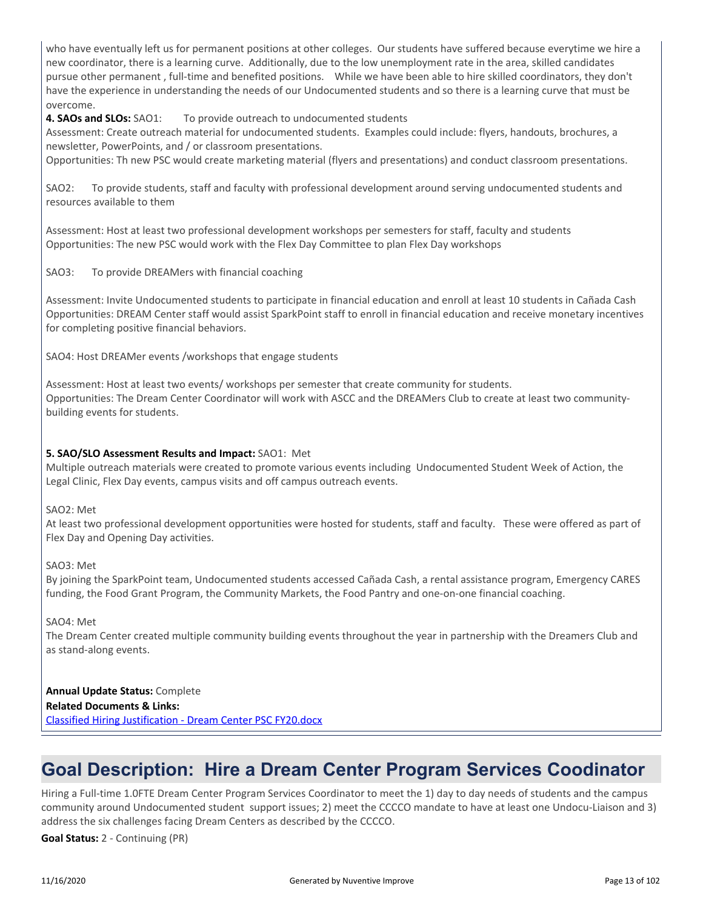who have eventually left us for permanent positions at other colleges. Our students have suffered because everytime we hire a new coordinator, there is a learning curve. Additionally, due to the low unemployment rate in the area, skilled candidates pursue other permanent , full-time and benefited positions. While we have been able to hire skilled coordinators, they don't have the experience in understanding the needs of our Undocumented students and so there is a learning curve that must be overcome.

**4. SAOs and SLOs:** SAO1: To provide outreach to undocumented students

Assessment: Create outreach material for undocumented students. Examples could include: flyers, handouts, brochures, a newsletter, PowerPoints, and / or classroom presentations.

Opportunities: Th new PSC would create marketing material (flyers and presentations) and conduct classroom presentations.

SAO2: To provide students, staff and faculty with professional development around serving undocumented students and resources available to them

Assessment: Host at least two professional development workshops per semesters for staff, faculty and students

Opportunities: The new PSC would work with the Flex Day Committee to plan Flex Day workshops

SAO3: To provide DREAMers with financial coaching

Assessment: Invite Undocumented students to participate in financial education and enroll at least 10 students in Cañada Cash

Opportunities: DREAM Center staff would assist SparkPoint staff to enroll in financial education and receive monetary incentives for completing positive financial behaviors.

SAO4: Host DREAMer events /workshops that engage students

Assessment: Host at least two events/ workshops per semester that create community for students.

Opportunities: The Dream Center Coordinator will work with ASCC and the DREAMers Club to create at least two community-building events for students.

**5. SAO/SLO Assessment Results and Impact:** SAO1: Met

Multiple outreach materials were created to promote various events including Undocumented Student Week of Action, the Legal Clinic, Flex Day events, campus visits and off campus outreach events.

SAO2: Met

At least two professional development opportunities were hosted for students, staff and faculty. These were offered as part of Flex Day and Opening Day activities.

SAO3: Met

By joining the SparkPoint team, Undocumented students accessed Cañada Cash, a rental assistance program, Emergency CARES funding, the Food Grant Program, the Community Markets, the Food Pantry and one-on-one financial coaching.

SAO4: Met

The Dream Center created multiple community building events throughout the year in partnership with the Dreamers Club and as stand-along events.

**Annual Update Status:** Complete

**Related Documents & Links:**

Classified Hiring Justification - Dream Center PSC FY20.docx

## Goal Description: Hire a Dream Center Program Services Coodinator

Hiring a Full-time 1.0FTE Dream Center Program Services Coordinator to meet the 1) day to day needs of students and the campus community around Undocumented student support issues; 2) meet the CCCCO mandate to have at least one Undocu-Liaison and 3) address the six challenges facing Dream Centers as described by the CCCCO.

**Goal Status:** 2 - Continuing (PR)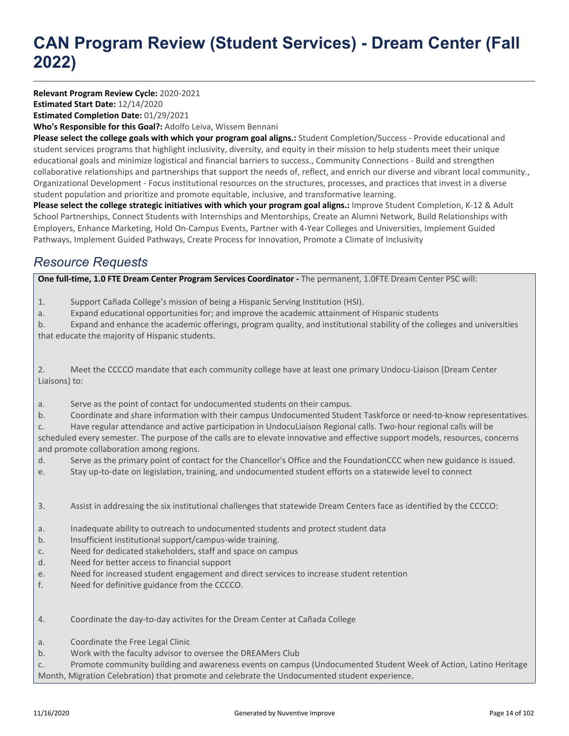# CAN Program Review (Student Services) - Dream Center (Fall 2022)

**Relevant Program Review Cycle:** 2020-2021
**Estimated Start Date:** 12/14/2020
**Estimated Completion Date:** 01/29/2021
**Who's Responsible for this Goal?:** Adolfo Leiva, Wissem Bennani
**Please select the college goals with which your program goal aligns.:** Student Completion/Success - Provide educational and student services programs that highlight inclusivity, diversity, and equity in their mission to help students meet their unique educational goals and minimize logistical and financial barriers to success., Community Connections - Build and strengthen collaborative relationships and partnerships that support the needs of, reflect, and enrich our diverse and vibrant local community., Organizational Development - Focus institutional resources on the structures, processes, and practices that invest in a diverse student population and prioritize and promote equitable, inclusive, and transformative learning.
**Please select the college strategic initiatives with which your program goal aligns.:** Improve Student Completion, K-12 & Adult School Partnerships, Connect Students with Internships and Mentorships, Create an Alumni Network, Build Relationships with Employers, Enhance Marketing, Hold On-Campus Events, Partner with 4-Year Colleges and Universities, Implement Guided Pathways, Implement Guided Pathways, Create Process for Innovation, Promote a Climate of Inclusivity

## *Resource Requests*

**One full-time, 1.0 FTE Dream Center Program Services Coordinator -** The permanent, 1.0FTE Dream Center PSC will:

1. Support Cañada College's mission of being a Hispanic Serving Institution (HSI).

a. Expand educational opportunities for; and improve the academic attainment of Hispanic students

b. Expand and enhance the academic offerings, program quality, and institutional stability of the colleges and universities that educate the majority of Hispanic students.

2. Meet the CCCCO mandate that each community college have at least one primary Undocu-Liaison (Dream Center Liaisons) to:

a. Serve as the point of contact for undocumented students on their campus.

b. Coordinate and share information with their campus Undocumented Student Taskforce or need-to-know representatives.

c. Have regular attendance and active participation in UndocuLiaison Regional calls. Two-hour regional calls will be scheduled every semester. The purpose of the calls are to elevate innovative and effective support models, resources, concerns and promote collaboration among regions.

d. Serve as the primary point of contact for the Chancellor's Office and the FoundationCCC when new guidance is issued.

e. Stay up-to-date on legislation, training, and undocumented student efforts on a statewide level to connect

3. Assist in addressing the six institutional challenges that statewide Dream Centers face as identified by the CCCCO:

a. Inadequate ability to outreach to undocumented students and protect student data

b. Insufficient institutional support/campus-wide training.

c. Need for dedicated stakeholders, staff and space on campus

d. Need for better access to financial support

e. Need for increased student engagement and direct services to increase student retention

f. Need for definitive guidance from the CCCCO.

4. Coordinate the day-to-day activites for the Dream Center at Cañada College

a. Coordinate the Free Legal Clinic

b. Work with the faculty advisor to oversee the DREAMers Club

c. Promote community building and awareness events on campus (Undocumented Student Week of Action, Latino Heritage Month, Migration Celebration) that promote and celebrate the Undocumented student experience.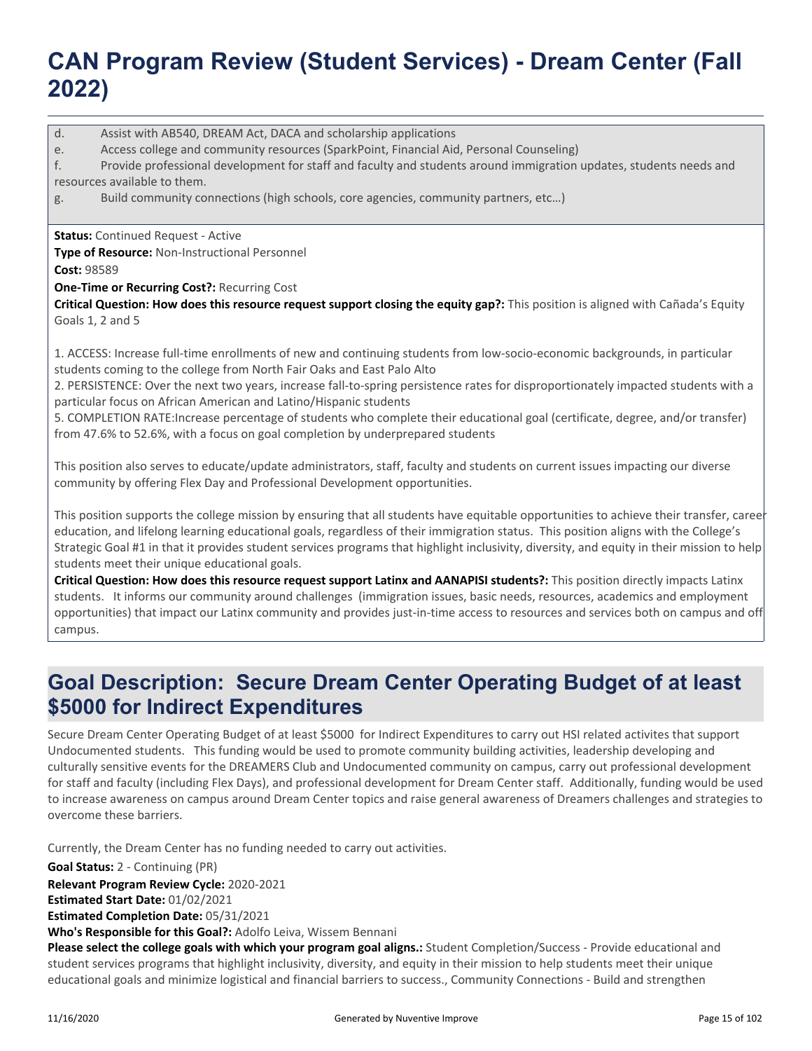d. Assist with AB540, DREAM Act, DACA and scholarship applications
e. Access college and community resources (SparkPoint, Financial Aid, Personal Counseling)
f. Provide professional development for staff and faculty and students around immigration updates, students needs and resources available to them.
g. Build community connections (high schools, core agencies, community partners, etc…)

**Status:** Continued Request - Active
**Type of Resource:** Non-Instructional Personnel
**Cost:** 98589
**One-Time or Recurring Cost?:** Recurring Cost
**Critical Question: How does this resource request support closing the equity gap?:** This position is aligned with Cañada's Equity Goals 1, 2 and 5

1. ACCESS: Increase full-time enrollments of new and continuing students from low-socio-economic backgrounds, in particular students coming to the college from North Fair Oaks and East Palo Alto
2. PERSISTENCE: Over the next two years, increase fall-to-spring persistence rates for disproportionately impacted students with a particular focus on African American and Latino/Hispanic students
5. COMPLETION RATE:Increase percentage of students who complete their educational goal (certificate, degree, and/or transfer) from 47.6% to 52.6%, with a focus on goal completion by underprepared students

This position also serves to educate/update administrators, staff, faculty and students on current issues impacting our diverse community by offering Flex Day and Professional Development opportunities.

This position supports the college mission by ensuring that all students have equitable opportunities to achieve their transfer, career education, and lifelong learning educational goals, regardless of their immigration status. This position aligns with the College's Strategic Goal #1 in that it provides student services programs that highlight inclusivity, diversity, and equity in their mission to help students meet their unique educational goals.
**Critical Question: How does this resource request support Latinx and AANAPISI students?:** This position directly impacts Latinx students. It informs our community around challenges (immigration issues, basic needs, resources, academics and employment opportunities) that impact our Latinx community and provides just-in-time access to resources and services both on campus and off campus.

## Goal Description: Secure Dream Center Operating Budget of at least $5000 for Indirect Expenditures

Secure Dream Center Operating Budget of at least $5000 for Indirect Expenditures to carry out HSI related activites that support Undocumented students. This funding would be used to promote community building activities, leadership developing and culturally sensitive events for the DREAMERS Club and Undocumented community on campus, carry out professional development for staff and faculty (including Flex Days), and professional development for Dream Center staff. Additionally, funding would be used to increase awareness on campus around Dream Center topics and raise general awareness of Dreamers challenges and strategies to overcome these barriers.

Currently, the Dream Center has no funding needed to carry out activities.

**Goal Status:** 2 - Continuing (PR)
**Relevant Program Review Cycle:** 2020-2021
**Estimated Start Date:** 01/02/2021
**Estimated Completion Date:** 05/31/2021
**Who's Responsible for this Goal?:** Adolfo Leiva, Wissem Bennani
**Please select the college goals with which your program goal aligns.:** Student Completion/Success - Provide educational and student services programs that highlight inclusivity, diversity, and equity in their mission to help students meet their unique educational goals and minimize logistical and financial barriers to success., Community Connections - Build and strengthen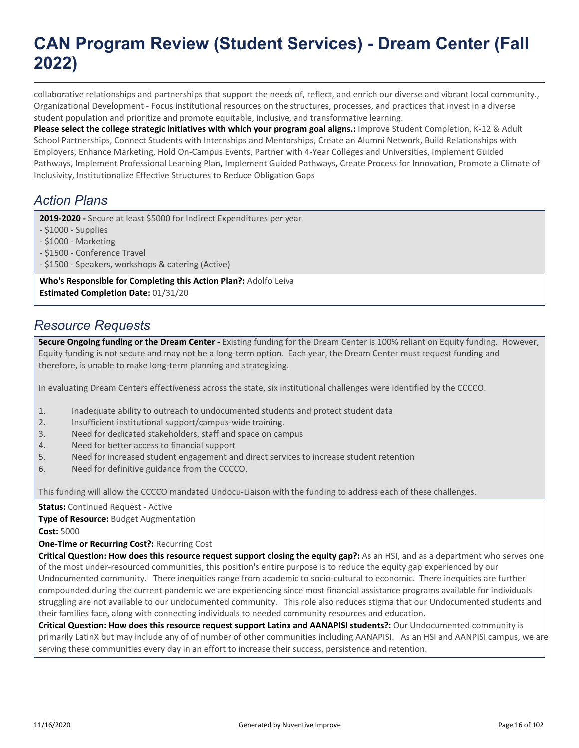# CAN Program Review (Student Services) - Dream Center (Fall 2022)

collaborative relationships and partnerships that support the needs of, reflect, and enrich our diverse and vibrant local community., Organizational Development - Focus institutional resources on the structures, processes, and practices that invest in a diverse student population and prioritize and promote equitable, inclusive, and transformative learning.

**Please select the college strategic initiatives with which your program goal aligns.:** Improve Student Completion, K-12 & Adult School Partnerships, Connect Students with Internships and Mentorships, Create an Alumni Network, Build Relationships with Employers, Enhance Marketing, Hold On-Campus Events, Partner with 4-Year Colleges and Universities, Implement Guided Pathways, Implement Professional Learning Plan, Implement Guided Pathways, Create Process for Innovation, Promote a Climate of Inclusivity, Institutionalize Effective Structures to Reduce Obligation Gaps

## *Action Plans*

**2019-2020 -** Secure at least $5000 for Indirect Expenditures per year

- $1000 - Supplies
- $1000 - Marketing
- $1500 - Conference Travel
- $1500 - Speakers, workshops & catering (Active)

**Who's Responsible for Completing this Action Plan?:** Adolfo Leiva
**Estimated Completion Date:** 01/31/20

## *Resource Requests*

**Secure Ongoing funding or the Dream Center -** Existing funding for the Dream Center is 100% reliant on Equity funding. However, Equity funding is not secure and may not be a long-term option. Each year, the Dream Center must request funding and therefore, is unable to make long-term planning and strategizing.

In evaluating Dream Centers effectiveness across the state, six institutional challenges were identified by the CCCCO.

1. Inadequate ability to outreach to undocumented students and protect student data
2. Insufficient institutional support/campus-wide training.
3. Need for dedicated stakeholders, staff and space on campus
4. Need for better access to financial support
5. Need for increased student engagement and direct services to increase student retention
6. Need for definitive guidance from the CCCCO.

This funding will allow the CCCCO mandated Undocu-Liaison with the funding to address each of these challenges.

**Status:** Continued Request - Active
**Type of Resource:** Budget Augmentation
**Cost:** 5000
**One-Time or Recurring Cost?:** Recurring Cost
**Critical Question: How does this resource request support closing the equity gap?:** As an HSI, and as a department who serves one of the most under-resourced communities, this position's entire purpose is to reduce the equity gap experienced by our Undocumented community. There inequities range from academic to socio-cultural to economic. There inequities are further compounded during the current pandemic we are experiencing since most financial assistance programs available for individuals struggling are not available to our undocumented community. This role also reduces stigma that our Undocumented students and their families face, along with connecting individuals to needed community resources and education.
**Critical Question: How does this resource request support Latinx and AANAPISI students?:** Our Undocumented community is primarily LatinX but may include any of of number of other communities including AANAPISI. As an HSI and AANPISI campus, we are serving these communities every day in an effort to increase their success, persistence and retention.